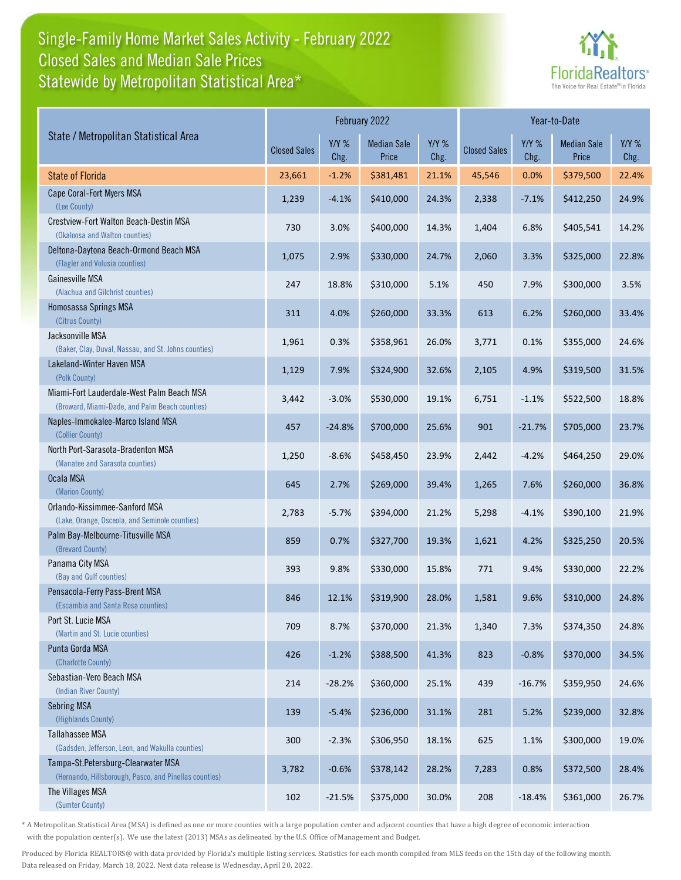# Single-Family Home Market Sales Activity - February 2022
## Closed Sales and Median Sale Prices
## Statewide by Metropolitan Statistical Area*

FloridaRealtors® The Voice for Real Estate® in Florida

| State / Metropolitan Statistical Area | February 2022 | | | | Year-to-Date | | | |
|---|---|---|---|---|---|---|---|---|
| | Closed Sales | Y/Y % Chg. | Median Sale Price | Y/Y % Chg. | Closed Sales | Y/Y % Chg. | Median Sale Price | Y/Y % Chg. |
| State of Florida | 23,661 | -1.2% | $381,481 | 21.1% | 45,546 | 0.0% | $379,500 | 22.4% |
| Cape Coral-Fort Myers MSA (Lee County) | 1,239 | -4.1% | $410,000 | 24.3% | 2,338 | -7.1% | $412,250 | 24.9% |
| Crestview-Fort Walton Beach-Destin MSA (Okaloosa and Walton counties) | 730 | 3.0% | $400,000 | 14.3% | 1,404 | 6.8% | $405,541 | 14.2% |
| Deltona-Daytona Beach-Ormond Beach MSA (Flagler and Volusia counties) | 1,075 | 2.9% | $330,000 | 24.7% | 2,060 | 3.3% | $325,000 | 22.8% |
| Gainesville MSA (Alachua and Gilchrist counties) | 247 | 18.8% | $310,000 | 5.1% | 450 | 7.9% | $300,000 | 3.5% |
| Homosassa Springs MSA (Citrus County) | 311 | 4.0% | $260,000 | 33.3% | 613 | 6.2% | $260,000 | 33.4% |
| Jacksonville MSA (Baker, Clay, Duval, Nassau, and St. Johns counties) | 1,961 | 0.3% | $358,961 | 26.0% | 3,771 | 0.1% | $355,000 | 24.6% |
| Lakeland-Winter Haven MSA (Polk County) | 1,129 | 7.9% | $324,900 | 32.6% | 2,105 | 4.9% | $319,500 | 31.5% |
| Miami-Fort Lauderdale-West Palm Beach MSA (Broward, Miami-Dade, and Palm Beach counties) | 3,442 | -3.0% | $530,000 | 19.1% | 6,751 | -1.1% | $522,500 | 18.8% |
| Naples-Immokalee-Marco Island MSA (Collier County) | 457 | -24.8% | $700,000 | 25.6% | 901 | -21.7% | $705,000 | 23.7% |
| North Port-Sarasota-Bradenton MSA (Manatee and Sarasota counties) | 1,250 | -8.6% | $458,450 | 23.9% | 2,442 | -4.2% | $464,250 | 29.0% |
| Ocala MSA (Marion County) | 645 | 2.7% | $269,000 | 39.4% | 1,265 | 7.6% | $260,000 | 36.8% |
| Orlando-Kissimmee-Sanford MSA (Lake, Orange, Osceola, and Seminole counties) | 2,783 | -5.7% | $394,000 | 21.2% | 5,298 | -4.1% | $390,100 | 21.9% |
| Palm Bay-Melbourne-Titusville MSA (Brevard County) | 859 | 0.7% | $327,700 | 19.3% | 1,621 | 4.2% | $325,250 | 20.5% |
| Panama City MSA (Bay and Gulf counties) | 393 | 9.8% | $330,000 | 15.8% | 771 | 9.4% | $330,000 | 22.2% |
| Pensacola-Ferry Pass-Brent MSA (Escambia and Santa Rosa counties) | 846 | 12.1% | $319,900 | 28.0% | 1,581 | 9.6% | $310,000 | 24.8% |
| Port St. Lucie MSA (Martin and St. Lucie counties) | 709 | 8.7% | $370,000 | 21.3% | 1,340 | 7.3% | $374,350 | 24.8% |
| Punta Gorda MSA (Charlotte County) | 426 | -1.2% | $388,500 | 41.3% | 823 | -0.8% | $370,000 | 34.5% |
| Sebastian-Vero Beach MSA (Indian River County) | 214 | -28.2% | $360,000 | 25.1% | 439 | -16.7% | $359,950 | 24.6% |
| Sebring MSA (Highlands County) | 139 | -5.4% | $236,000 | 31.1% | 281 | 5.2% | $239,000 | 32.8% |
| Tallahassee MSA (Gadsden, Jefferson, Leon, and Wakulla counties) | 300 | -2.3% | $306,950 | 18.1% | 625 | 1.1% | $300,000 | 19.0% |
| Tampa-St.Petersburg-Clearwater MSA (Hernando, Hillsborough, Pasco, and Pinellas counties) | 3,782 | -0.6% | $378,142 | 28.2% | 7,283 | 0.8% | $372,500 | 28.4% |
| The Villages MSA (Sumter County) | 102 | -21.5% | $375,000 | 30.0% | 208 | -18.4% | $361,000 | 26.7% |

* A Metropolitan Statistical Area (MSA) is defined as one or more counties with a large population center and adjacent counties that have a high degree of economic interaction with the population center(s). We use the latest (2013) MSAs as delineated by the U.S. Office of Management and Budget.

Produced by Florida REALTORS® with data provided by Florida's multiple listing services. Statistics for each month compiled from MLS feeds on the 15th day of the following month. Data released on Friday, March 18, 2022. Next data release is Wednesday, April 20, 2022.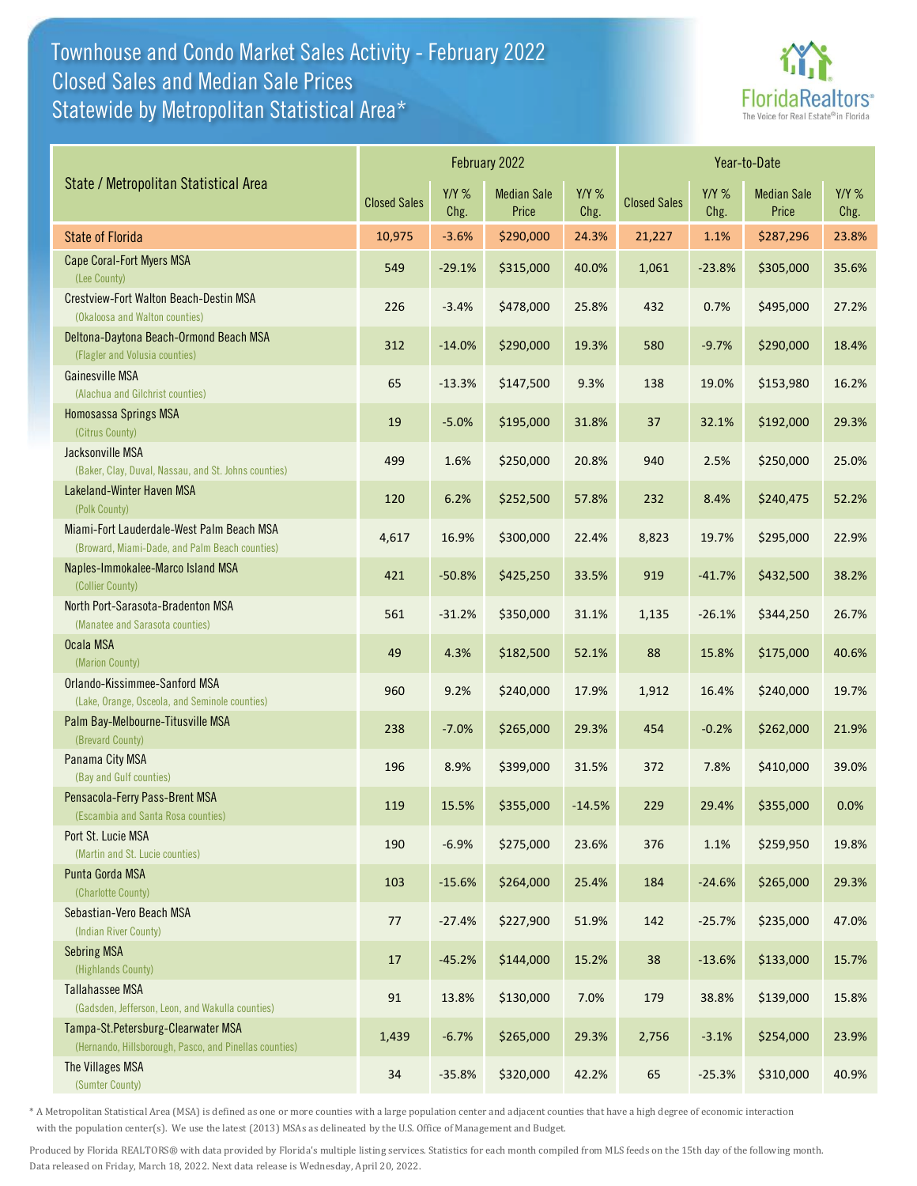# Townhouse and Condo Market Sales Activity - February 2022
## Closed Sales and Median Sale Prices
## Statewide by Metropolitan Statistical Area*

FloridaRealtors® The Voice for Real Estate® in Florida

| State / Metropolitan Statistical Area | February 2022 | | | | Year-to-Date | | | |
|---|---|---|---|---|---|---|---|---|
| | Closed Sales | Y/Y % Chg. | Median Sale Price | Y/Y % Chg. | Closed Sales | Y/Y % Chg. | Median Sale Price | Y/Y % Chg. |
| State of Florida | 10,975 | -3.6% | $290,000 | 24.3% | 21,227 | 1.1% | $287,296 | 23.8% |
| Cape Coral-Fort Myers MSA (Lee County) | 549 | -29.1% | $315,000 | 40.0% | 1,061 | -23.8% | $305,000 | 35.6% |
| Crestview-Fort Walton Beach-Destin MSA (Okaloosa and Walton counties) | 226 | -3.4% | $478,000 | 25.8% | 432 | 0.7% | $495,000 | 27.2% |
| Deltona-Daytona Beach-Ormond Beach MSA (Flagler and Volusia counties) | 312 | -14.0% | $290,000 | 19.3% | 580 | -9.7% | $290,000 | 18.4% |
| Gainesville MSA (Alachua and Gilchrist counties) | 65 | -13.3% | $147,500 | 9.3% | 138 | 19.0% | $153,980 | 16.2% |
| Homosassa Springs MSA (Citrus County) | 19 | -5.0% | $195,000 | 31.8% | 37 | 32.1% | $192,000 | 29.3% |
| Jacksonville MSA (Baker, Clay, Duval, Nassau, and St. Johns counties) | 499 | 1.6% | $250,000 | 20.8% | 940 | 2.5% | $250,000 | 25.0% |
| Lakeland-Winter Haven MSA (Polk County) | 120 | 6.2% | $252,500 | 57.8% | 232 | 8.4% | $240,475 | 52.2% |
| Miami-Fort Lauderdale-West Palm Beach MSA (Broward, Miami-Dade, and Palm Beach counties) | 4,617 | 16.9% | $300,000 | 22.4% | 8,823 | 19.7% | $295,000 | 22.9% |
| Naples-Immokalee-Marco Island MSA (Collier County) | 421 | -50.8% | $425,250 | 33.5% | 919 | -41.7% | $432,500 | 38.2% |
| North Port-Sarasota-Bradenton MSA (Manatee and Sarasota counties) | 561 | -31.2% | $350,000 | 31.1% | 1,135 | -26.1% | $344,250 | 26.7% |
| Ocala MSA (Marion County) | 49 | 4.3% | $182,500 | 52.1% | 88 | 15.8% | $175,000 | 40.6% |
| Orlando-Kissimmee-Sanford MSA (Lake, Orange, Osceola, and Seminole counties) | 960 | 9.2% | $240,000 | 17.9% | 1,912 | 16.4% | $240,000 | 19.7% |
| Palm Bay-Melbourne-Titusville MSA (Brevard County) | 238 | -7.0% | $265,000 | 29.3% | 454 | -0.2% | $262,000 | 21.9% |
| Panama City MSA (Bay and Gulf counties) | 196 | 8.9% | $399,000 | 31.5% | 372 | 7.8% | $410,000 | 39.0% |
| Pensacola-Ferry Pass-Brent MSA (Escambia and Santa Rosa counties) | 119 | 15.5% | $355,000 | -14.5% | 229 | 29.4% | $355,000 | 0.0% |
| Port St. Lucie MSA (Martin and St. Lucie counties) | 190 | -6.9% | $275,000 | 23.6% | 376 | 1.1% | $259,950 | 19.8% |
| Punta Gorda MSA (Charlotte County) | 103 | -15.6% | $264,000 | 25.4% | 184 | -24.6% | $265,000 | 29.3% |
| Sebastian-Vero Beach MSA (Indian River County) | 77 | -27.4% | $227,900 | 51.9% | 142 | -25.7% | $235,000 | 47.0% |
| Sebring MSA (Highlands County) | 17 | -45.2% | $144,000 | 15.2% | 38 | -13.6% | $133,000 | 15.7% |
| Tallahassee MSA (Gadsden, Jefferson, Leon, and Wakulla counties) | 91 | 13.8% | $130,000 | 7.0% | 179 | 38.8% | $139,000 | 15.8% |
| Tampa-St.Petersburg-Clearwater MSA (Hernando, Hillsborough, Pasco, and Pinellas counties) | 1,439 | -6.7% | $265,000 | 29.3% | 2,756 | -3.1% | $254,000 | 23.9% |
| The Villages MSA (Sumter County) | 34 | -35.8% | $320,000 | 42.2% | 65 | -25.3% | $310,000 | 40.9% |

* A Metropolitan Statistical Area (MSA) is defined as one or more counties with a large population center and adjacent counties that have a high degree of economic interaction with the population center(s). We use the latest (2013) MSAs as delineated by the U.S. Office of Management and Budget.

Produced by Florida REALTORS® with data provided by Florida's multiple listing services. Statistics for each month compiled from MLS feeds on the 15th day of the following month. Data released on Friday, March 18, 2022. Next data release is Wednesday, April 20, 2022.